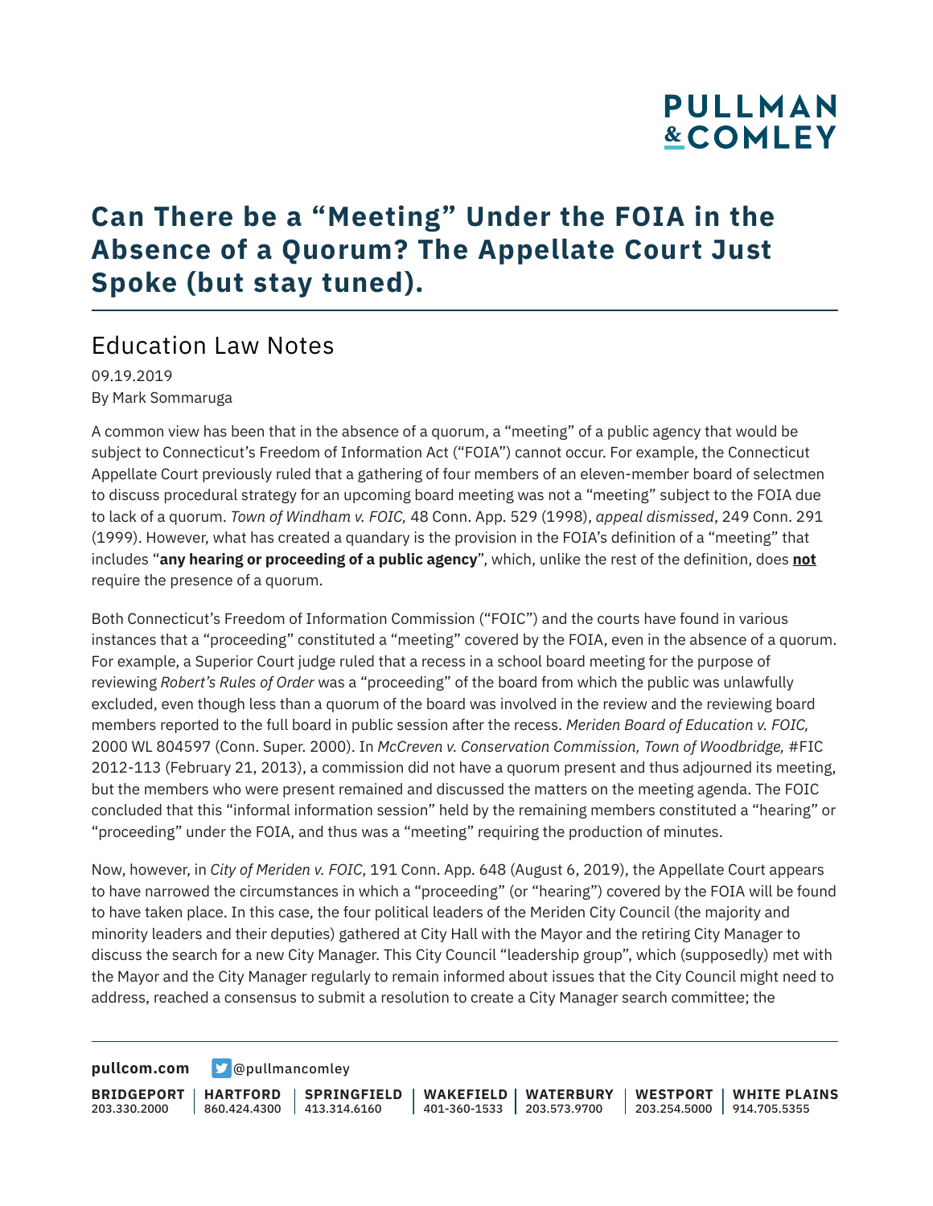# Can There be a "Meeting" Under the FOIA in the Absence of a Quorum? The Appellate Court Just Spoke (but stay tuned).

## Education Law Notes

09.19.2019
By Mark Sommaruga

A common view has been that in the absence of a quorum, a "meeting" of a public agency that would be subject to Connecticut's Freedom of Information Act ("FOIA") cannot occur. For example, the Connecticut Appellate Court previously ruled that a gathering of four members of an eleven-member board of selectmen to discuss procedural strategy for an upcoming board meeting was not a "meeting" subject to the FOIA due to lack of a quorum. *Town of Windham v. FOIC,* 48 Conn. App. 529 (1998), *appeal dismissed*, 249 Conn. 291 (1999). However, what has created a quandary is the provision in the FOIA's definition of a "meeting" that includes "**any hearing or proceeding of a public agency**", which, unlike the rest of the definition, does **not** require the presence of a quorum.

Both Connecticut's Freedom of Information Commission ("FOIC") and the courts have found in various instances that a "proceeding" constituted a "meeting" covered by the FOIA, even in the absence of a quorum. For example, a Superior Court judge ruled that a recess in a school board meeting for the purpose of reviewing *Robert's Rules of Order* was a "proceeding" of the board from which the public was unlawfully excluded, even though less than a quorum of the board was involved in the review and the reviewing board members reported to the full board in public session after the recess. *Meriden Board of Education v. FOIC,* 2000 WL 804597 (Conn. Super. 2000). In *McCreven v. Conservation Commission, Town of Woodbridge,* #FIC 2012-113 (February 21, 2013), a commission did not have a quorum present and thus adjourned its meeting, but the members who were present remained and discussed the matters on the meeting agenda. The FOIC concluded that this "informal information session" held by the remaining members constituted a "hearing" or "proceeding" under the FOIA, and thus was a "meeting" requiring the production of minutes.

Now, however, in *City of Meriden v. FOIC*, 191 Conn. App. 648 (August 6, 2019), the Appellate Court appears to have narrowed the circumstances in which a "proceeding" (or "hearing") covered by the FOIA will be found to have taken place. In this case, the four political leaders of the Meriden City Council (the majority and minority leaders and their deputies) gathered at City Hall with the Mayor and the retiring City Manager to discuss the search for a new City Manager. This City Council "leadership group", which (supposedly) met with the Mayor and the City Manager regularly to remain informed about issues that the City Council might need to address, reached a consensus to submit a resolution to create a City Manager search committee; the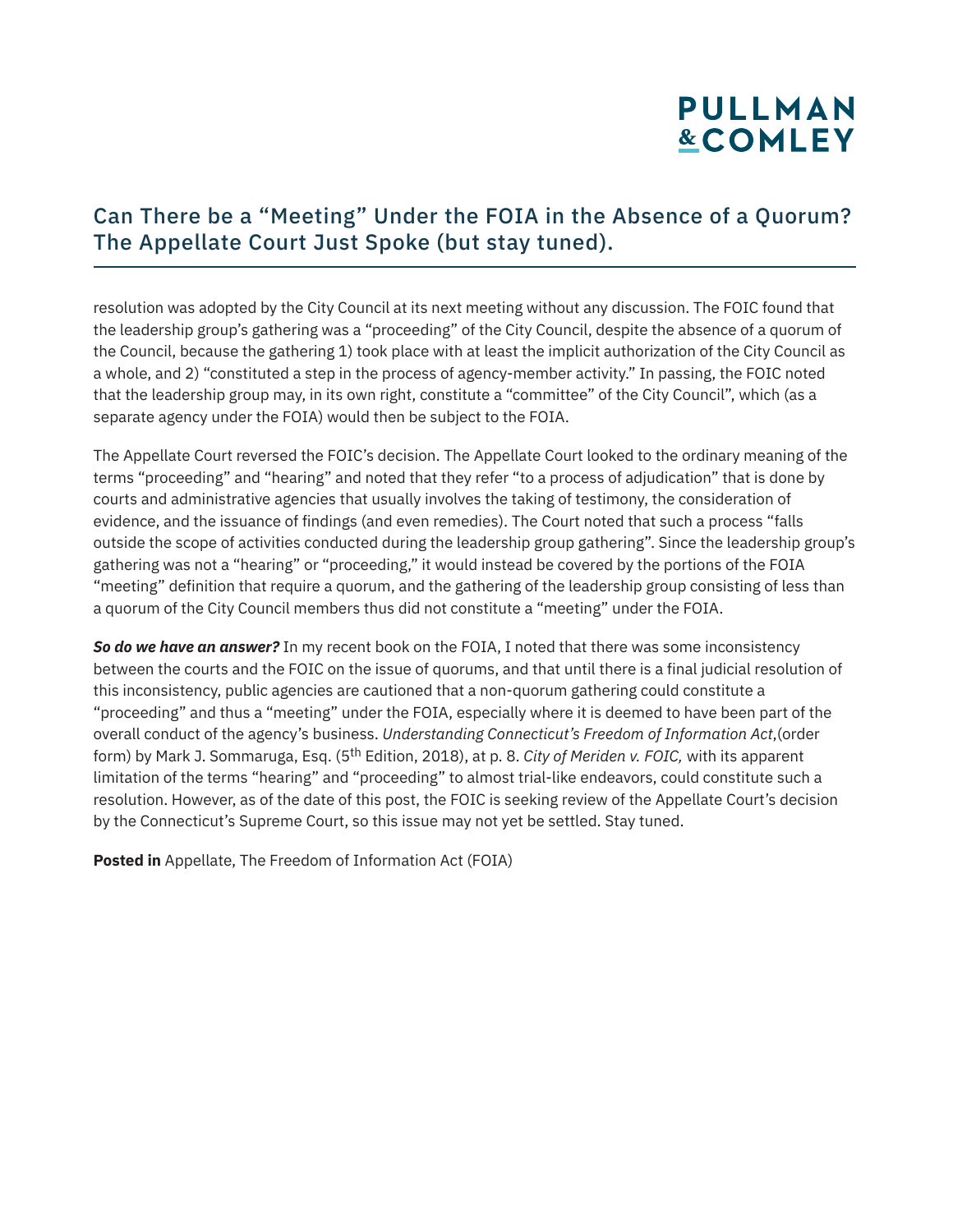resolution was adopted by the City Council at its next meeting without any discussion. The FOIC found that the leadership group's gathering was a "proceeding" of the City Council, despite the absence of a quorum of the Council, because the gathering 1) took place with at least the implicit authorization of the City Council as a whole, and 2) "constituted a step in the process of agency-member activity." In passing, the FOIC noted that the leadership group may, in its own right, constitute a "committee" of the City Council", which (as a separate agency under the FOIA) would then be subject to the FOIA.

The Appellate Court reversed the FOIC's decision. The Appellate Court looked to the ordinary meaning of the terms "proceeding" and "hearing" and noted that they refer "to a process of adjudication" that is done by courts and administrative agencies that usually involves the taking of testimony, the consideration of evidence, and the issuance of findings (and even remedies). The Court noted that such a process "falls outside the scope of activities conducted during the leadership group gathering". Since the leadership group's gathering was not a "hearing" or "proceeding," it would instead be covered by the portions of the FOIA "meeting" definition that require a quorum, and the gathering of the leadership group consisting of less than a quorum of the City Council members thus did not constitute a "meeting" under the FOIA.

***So do we have an answer?*** In my recent book on the FOIA, I noted that there was some inconsistency between the courts and the FOIC on the issue of quorums, and that until there is a final judicial resolution of this inconsistency, public agencies are cautioned that a non-quorum gathering could constitute a "proceeding" and thus a "meeting" under the FOIA, especially where it is deemed to have been part of the overall conduct of the agency's business. *Understanding Connecticut's Freedom of Information Act*,(order form) by Mark J. Sommaruga, Esq. (5th Edition, 2018), at p. 8. *City of Meriden v. FOIC,* with its apparent limitation of the terms "hearing" and "proceeding" to almost trial-like endeavors, could constitute such a resolution. However, as of the date of this post, the FOIC is seeking review of the Appellate Court's decision by the Connecticut's Supreme Court, so this issue may not yet be settled. Stay tuned.

**Posted in** Appellate, The Freedom of Information Act (FOIA)